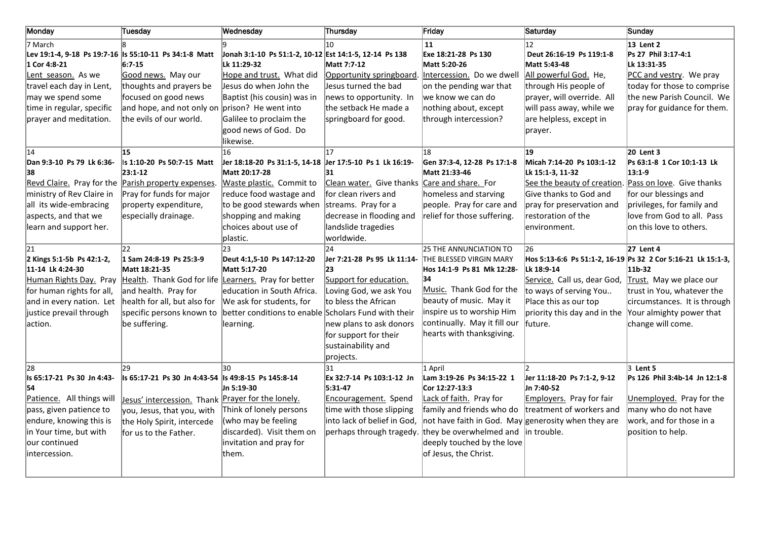| Monday | Tuesday | Wednesday | Thursday | Friday | Saturday | Sunday |
|---|---|---|---|---|---|---|
| 7 March **Lev 19:1-4, 9-18 Ps 19:7-16 1 Cor 4:8-21** Lent season. As we travel each day in Lent, may we spend some time in regular, specific prayer and meditation. | 8 **Is 55:10-11 Ps 34:1-8 Matt 6:7-15** Good news. May our thoughts and prayers be focused on good news and hope, and not only on the evils of our world. | 9 **Jonah 3:1-10 Ps 51:1-2, 10-12 Lk 11:29-32** Hope and trust. What did Jesus do when John the Baptist (his cousin) was in prison? He went into Galilee to proclaim the good news of God. Do likewise. | 10 **Est 14:1-5, 12-14 Ps 138 Matt 7:7-12** Opportunity springboard. Jesus turned the bad news to opportunity. In the setback He made a springboard for good. | **11** **Exe 18:21-28 Ps 130 Matt 5:20-26** Intercession. Do we dwell on the pending war that we know we can do nothing about, except through intercession? | 12 **Deut 26:16-19 Ps 119:1-8 Matt 5:43-48** All powerful God. He, through His people of prayer, will override. All will pass away, while we are helpless, except in prayer. | **13 Lent 2** **Ps 27 Phil 3:17-4:1 Lk 13:31-35** PCC and vestry. We pray today for those to comprise the new Parish Council. We pray for guidance for them. |
| 14 **Dan 9:3-10 Ps 79 Lk 6:36-38** Revd Claire. Pray for the ministry of Rev Claire in all its wide-embracing aspects, and that we learn and support her. | **15** **Is 1:10-20 Ps 50:7-15 Matt 23:1-12** Parish property expenses. Pray for funds for major property expenditure, especially drainage. | 16 **Jer 18:18-20 Ps 31:1-5, 14-18 Matt 20:17-28** Waste plastic. Commit to reduce food wastage and to be good stewards when shopping and making choices about use of plastic. | 17 **Jer 17:5-10 Ps 1 Lk 16:19-31** Clean water. Give thanks for clean rivers and streams. Pray for a decrease in flooding and landslide tragedies worldwide. | 18 **Gen 37:3-4, 12-28 Ps 17:1-8 Matt 21:33-46** Care and share. For homeless and starving people. Pray for care and relief for those suffering. | **19** **Micah 7:14-20 Ps 103:1-12 Lk 15:1-3, 11-32** See the beauty of creation. Give thanks to God and pray for preservation and restoration of the environment. | **20 Lent 3** **Ps 63:1-8 1 Cor 10:1-13 Lk 13:1-9** Pass on love. Give thanks for our blessings and privileges, for family and love from God to all. Pass on this love to others. |
| 21 **2 Kings 5:1-5b Ps 42:1-2, 11-14 Lk 4:24-30** Human Rights Day. Pray for human rights for all, and in every nation. Let justice prevail through action. | 22 **1 Sam 24:8-19 Ps 25:3-9 Matt 18:21-35** Health. Thank God for life and health. Pray for health for all, but also for specific persons known to be suffering. | 23 **Deut 4:1,5-10 Ps 147:12-20 Matt 5:17-20** Learners. Pray for better education in South Africa. We ask for students, for better conditions to enable learning. | 24 **Jer 7:21-28 Ps 95 Lk 11:14-23** Support for education. Loving God, we ask You to bless the African Scholars Fund with their new plans to ask donors for support for their sustainability and projects. | 25 THE ANNUNCIATION TO THE BLESSED VIRGIN MARY **Hos 14:1-9 Ps 81 Mk 12:28-34** Music. Thank God for the beauty of music. May it inspire us to worship Him continually. May it fill our hearts with thanksgiving. | 26 **Hos 5:13-6:6 Ps 51:1-2, 16-19 Lk 18:9-14** Service. Call us, dear God, to ways of serving You.. Place this as our top priority this day and in the future. | **27 Lent 4** **Ps 32 2 Cor 5:16-21 Lk 15:1-3, 11b-32** Trust. May we place our trust in You, whatever the circumstances. It is through Your almighty power that change will come. |
| 28 **Is 65:17-21 Ps 30 Jn 4:43-54** Patience. All things will pass, given patience to endure, knowing this is in Your time, but with our continued intercession. | 29 **Is 65:17-21 Ps 30 Jn 4:43-54** Jesus' intercession. Thank you, Jesus, that you, with the Holy Spirit, intercede for us to the Father. | 30 **Is 49:8-15 Ps 145:8-14 Jn 5:19-30** Prayer for the lonely. Think of lonely persons (who may be feeling discarded). Visit them on invitation and pray for them. | 31 **Ex 32:7-14 Ps 103:1-12 Jn 5:31-47** Encouragement. Spend time with those slipping into lack of belief in God, perhaps through tragedy. | 1 April **Lam 3:19-26 Ps 34:15-22 1 Cor 12:27-13:3** Lack of faith. Pray for family and friends who do not have faith in God. May they be overwhelmed and deeply touched by the love of Jesus, the Christ. | 2 **Jer 11:18-20 Ps 7:1-2, 9-12 Jn 7:40-52** Employers. Pray for fair treatment of workers and generosity when they are in trouble. | 3 **Lent 5** **Ps 126 Phil 3:4b-14 Jn 12:1-8** Unemployed. Pray for the many who do not have work, and for those in a position to help. |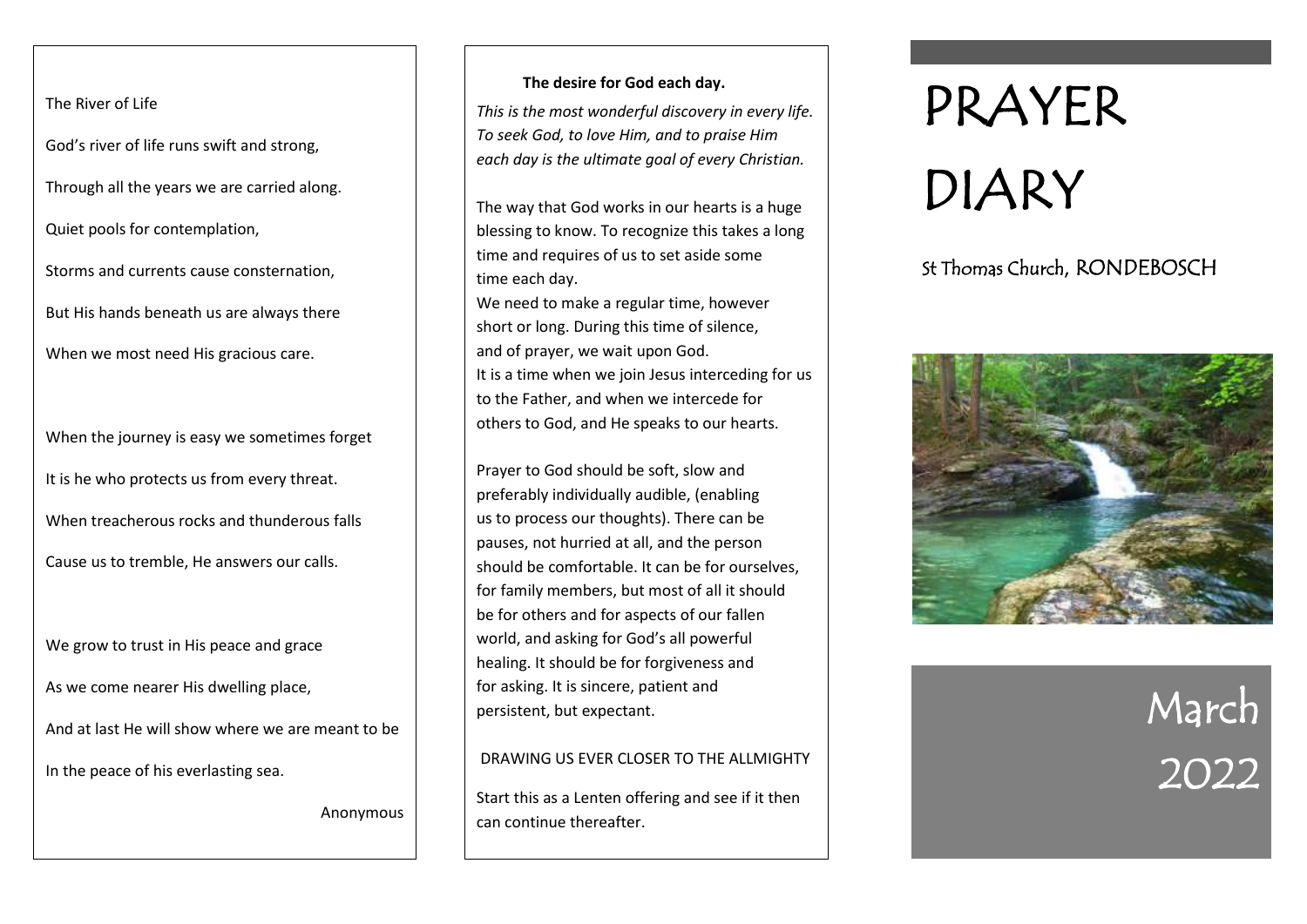The River of Life

God's river of life runs swift and strong,

Through all the years we are carried along.

Quiet pools for contemplation,

Storms and currents cause consternation,

But His hands beneath us are always there

When we most need His gracious care.

When the journey is easy we sometimes forget

It is he who protects us from every threat.

When treacherous rocks and thunderous falls

Cause us to tremble, He answers our calls.

We grow to trust in His peace and grace

As we come nearer His dwelling place,

And at last He will show where we are meant to be

In the peace of his everlasting sea.

Anonymous

**The desire for God each day.**

*This is the most wonderful discovery in every life. To seek God, to love Him, and to praise Him each day is the ultimate goal of every Christian.*

The way that God works in our hearts is a huge blessing to know. To recognize this takes a long time and requires of us to set aside some time each day.
We need to make a regular time, however short or long. During this time of silence, and of prayer, we wait upon God.
It is a time when we join Jesus interceding for us to the Father, and when we intercede for others to God, and He speaks to our hearts.

Prayer to God should be soft, slow and preferably individually audible, (enabling us to process our thoughts). There can be pauses, not hurried at all, and the person should be comfortable. It can be for ourselves, for family members, but most of all it should be for others and for aspects of our fallen world, and asking for God's all powerful healing. It should be for forgiveness and for asking. It is sincere, patient and persistent, but expectant.

DRAWING US EVER CLOSER TO THE ALLMIGHTY

Start this as a Lenten offering and see if it then can continue thereafter.

# PRAYER DIARY

St Thomas Church, RONDEBOSCH

March 2022